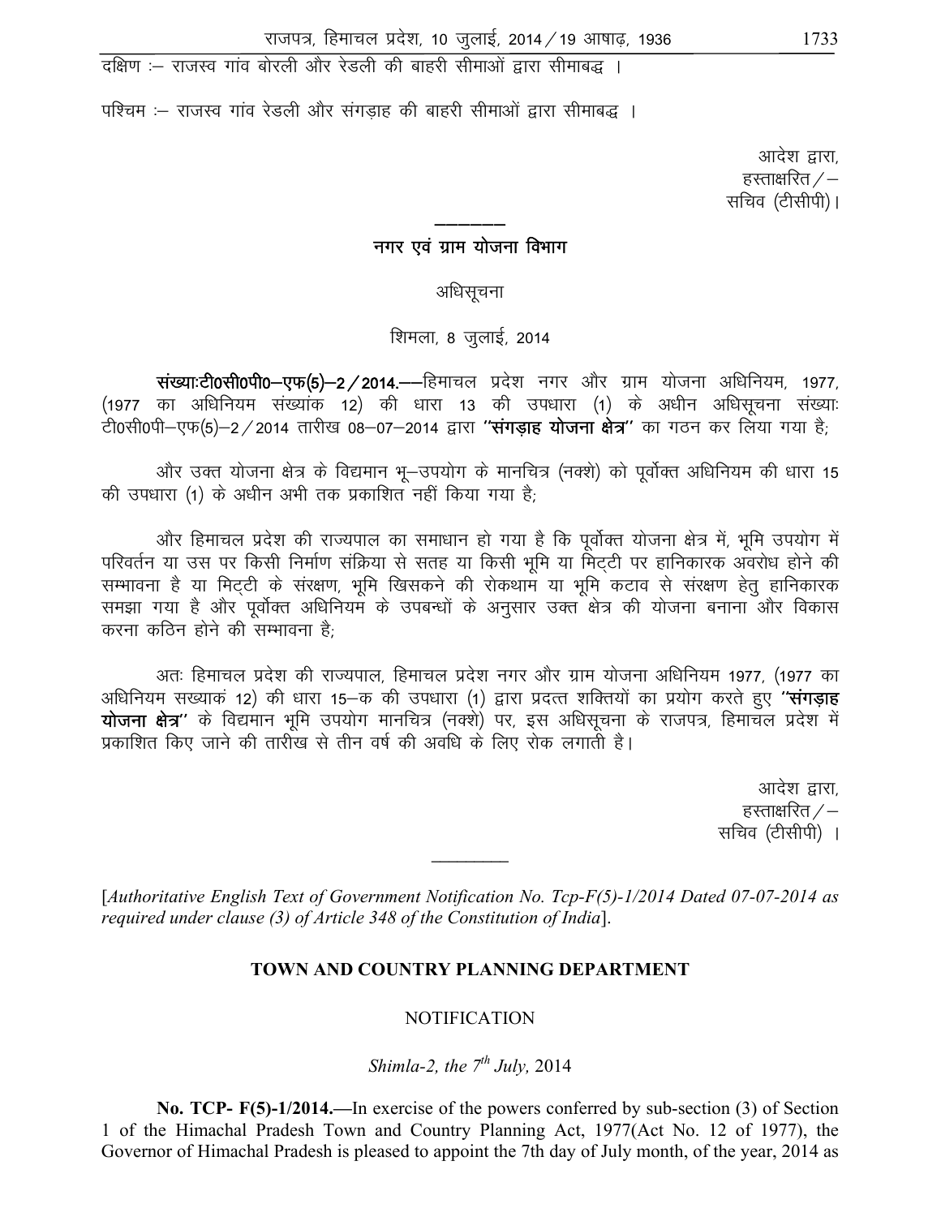दक्षिण :– राजस्व गांव बोरली और रेडली की बाहरी सीमाओं द्वारा सीमाबद्ध ।

पश्चिम :– राजस्व गांव रेडली और संगड़ाह की बाहरी सीमाओं द्वारा सीमाबद्ध ।

आदेश द्वारा,
हस्ताक्षरित/–
सचिव (टीसीपी)।

---

## नगर एवं ग्राम योजना विभाग

### अधिसूचना

शिमला, 8 जुलाई, 2014

**संख्याःटी0सी0पी0–एफ(5)–2/2014.**——हिमाचल प्रदेश नगर और ग्राम योजना अधिनियम, 1977, (1977 का अधिनियम संख्यांक 12) की धारा 13 की उपधारा (1) के अधीन अधिसूचना संख्याः टी0सी0पी–एफ(5)–2/2014 तारीख 08–07–2014 द्वारा **''संगड़ाह योजना क्षेत्र''** का गठन कर लिया गया है;

और उक्त योजना क्षेत्र के विद्यमान भू–उपयोग के मानचित्र (नक्शे) को पूर्वोक्त अधिनियम की धारा 15 की उपधारा (1) के अधीन अभी तक प्रकाशित नहीं किया गया है;

और हिमाचल प्रदेश की राज्यपाल का समाधान हो गया है कि पूर्वोक्त योजना क्षेत्र में, भूमि उपयोग में परिवर्तन या उस पर किसी निर्माण संक्रिया से सतह या किसी भूमि या मिट्टी पर हानिकारक अवरोध होने की सम्भावना है या मिट्टी के संरक्षण, भूमि खिसकने की रोकथाम या भूमि कटाव से संरक्षण हेतु हानिकारक समझा गया है और पूर्वोक्त अधिनियम के उपबन्धों के अनुसार उक्त क्षेत्र की योजना बनाना और विकास करना कठिन होने की सम्भावना है;

अतः हिमाचल प्रदेश की राज्यपाल, हिमाचल प्रदेश नगर और ग्राम योजना अधिनियम 1977, (1977 का अधिनियम सख्याकं 12) की धारा 15–क की उपधारा (1) द्वारा प्रदत्त शक्तियों का प्रयोग करते हुए **''संगड़ाह योजना क्षेत्र''** के विद्यमान भूमि उपयोग मानचित्र (नक्शे) पर, इस अधिसूचना के राजपत्र, हिमाचल प्रदेश में प्रकाशित किए जाने की तारीख से तीन वर्ष की अवधि के लिए रोक लगाती है।

आदेश द्वारा,
हस्ताक्षरित/–
सचिव (टीसीपी) ।

---

[*Authoritative English Text of Government Notification No. Tcp-F(5)-1/2014 Dated 07-07-2014 as required under clause (3) of Article 348 of the Constitution of India*].

## TOWN AND COUNTRY PLANNING DEPARTMENT

### NOTIFICATION

*Shimla-2, the 7th July,* 2014

**No. TCP- F(5)-1/2014.**—In exercise of the powers conferred by sub-section (3) of Section 1 of the Himachal Pradesh Town and Country Planning Act, 1977(Act No. 12 of 1977), the Governor of Himachal Pradesh is pleased to appoint the 7th day of July month, of the year, 2014 as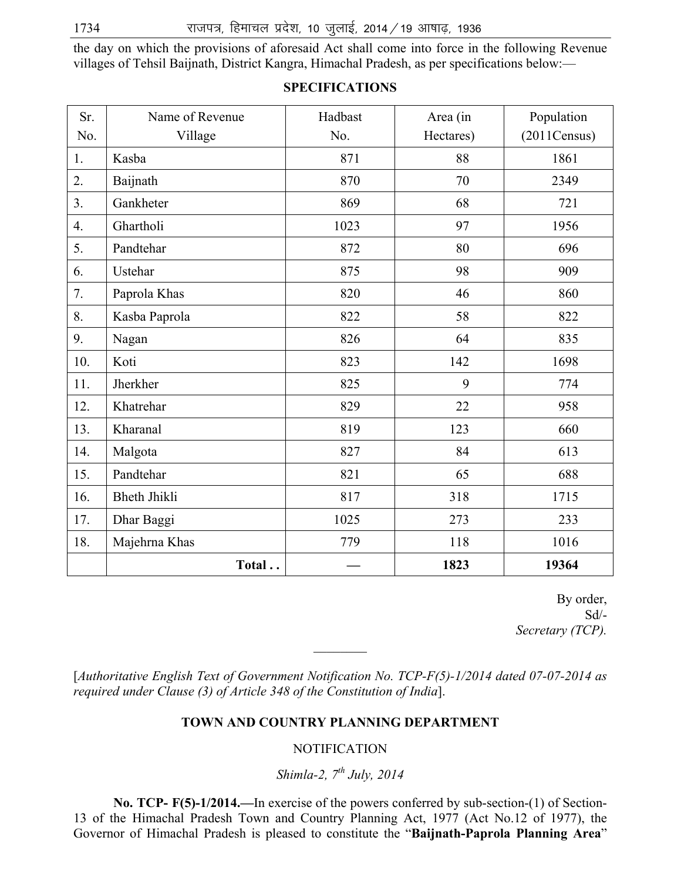the day on which the provisions of aforesaid Act shall come into force in the following Revenue villages of Tehsil Baijnath, District Kangra, Himachal Pradesh, as per specifications below:—

**SPECIFICATIONS**

| Sr. No. | Name of Revenue Village | Hadbast No. | Area (in Hectares) | Population (2011Census) |
|---|---|---|---|---|
| 1. | Kasba | 871 | 88 | 1861 |
| 2. | Baijnath | 870 | 70 | 2349 |
| 3. | Gankheter | 869 | 68 | 721 |
| 4. | Ghartholi | 1023 | 97 | 1956 |
| 5. | Pandtehar | 872 | 80 | 696 |
| 6. | Ustehar | 875 | 98 | 909 |
| 7. | Paprola Khas | 820 | 46 | 860 |
| 8. | Kasba Paprola | 822 | 58 | 822 |
| 9. | Nagan | 826 | 64 | 835 |
| 10. | Koti | 823 | 142 | 1698 |
| 11. | Jherkher | 825 | 9 | 774 |
| 12. | Khatrehar | 829 | 22 | 958 |
| 13. | Kharanal | 819 | 123 | 660 |
| 14. | Malgota | 827 | 84 | 613 |
| 15. | Pandtehar | 821 | 65 | 688 |
| 16. | Bheth Jhikli | 817 | 318 | 1715 |
| 17. | Dhar Baggi | 1025 | 273 | 233 |
| 18. | Majehrna Khas | 779 | 118 | 1016 |
| | **Total . .** | — | **1823** | **19364** |

By order,
Sd/-
*Secretary (TCP).*

---

[*Authoritative English Text of Government Notification No. TCP-F(5)-1/2014 dated 07-07-2014 as required under Clause (3) of Article 348 of the Constitution of India*].

**TOWN AND COUNTRY PLANNING DEPARTMENT**

NOTIFICATION

*Shimla-2, 7th July, 2014*

**No. TCP- F(5)-1/2014.—**In exercise of the powers conferred by sub-section-(1) of Section-13 of the Himachal Pradesh Town and Country Planning Act, 1977 (Act No.12 of 1977), the Governor of Himachal Pradesh is pleased to constitute the "**Baijnath-Paprola Planning Area**"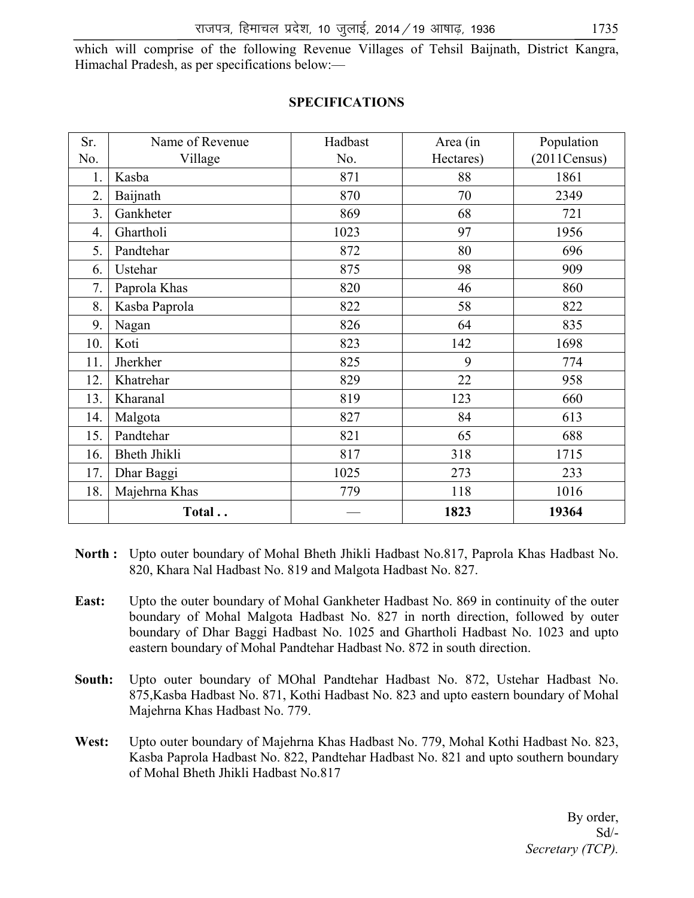which will comprise of the following Revenue Villages of Tehsil Baijnath, District Kangra, Himachal Pradesh, as per specifications below:—

## SPECIFICATIONS

| Sr. No. | Name of Revenue Village | Hadbast No. | Area (in Hectares) | Population (2011Census) |
|---|---|---|---|---|
| 1. | Kasba | 871 | 88 | 1861 |
| 2. | Baijnath | 870 | 70 | 2349 |
| 3. | Gankheter | 869 | 68 | 721 |
| 4. | Ghartholi | 1023 | 97 | 1956 |
| 5. | Pandtehar | 872 | 80 | 696 |
| 6. | Ustehar | 875 | 98 | 909 |
| 7. | Paprola Khas | 820 | 46 | 860 |
| 8. | Kasba Paprola | 822 | 58 | 822 |
| 9. | Nagan | 826 | 64 | 835 |
| 10. | Koti | 823 | 142 | 1698 |
| 11. | Jherkher | 825 | 9 | 774 |
| 12. | Khatrehar | 829 | 22 | 958 |
| 13. | Kharanal | 819 | 123 | 660 |
| 14. | Malgota | 827 | 84 | 613 |
| 15. | Pandtehar | 821 | 65 | 688 |
| 16. | Bheth Jhikli | 817 | 318 | 1715 |
| 17. | Dhar Baggi | 1025 | 273 | 233 |
| 18. | Majehrna Khas | 779 | 118 | 1016 |
| | **Total . .** | — | **1823** | **19364** |

**North :** Upto outer boundary of Mohal Bheth Jhikli Hadbast No.817, Paprola Khas Hadbast No. 820, Khara Nal Hadbast No. 819 and Malgota Hadbast No. 827.

**East:** Upto the outer boundary of Mohal Gankheter Hadbast No. 869 in continuity of the outer boundary of Mohal Malgota Hadbast No. 827 in north direction, followed by outer boundary of Dhar Baggi Hadbast No. 1025 and Ghartholi Hadbast No. 1023 and upto eastern boundary of Mohal Pandtehar Hadbast No. 872 in south direction.

**South:** Upto outer boundary of MOhal Pandtehar Hadbast No. 872, Ustehar Hadbast No. 875,Kasba Hadbast No. 871, Kothi Hadbast No. 823 and upto eastern boundary of Mohal Majehrna Khas Hadbast No. 779.

**West:** Upto outer boundary of Majehrna Khas Hadbast No. 779, Mohal Kothi Hadbast No. 823, Kasba Paprola Hadbast No. 822, Pandtehar Hadbast No. 821 and upto southern boundary of Mohal Bheth Jhikli Hadbast No.817

By order,
Sd/-
*Secretary (TCP).*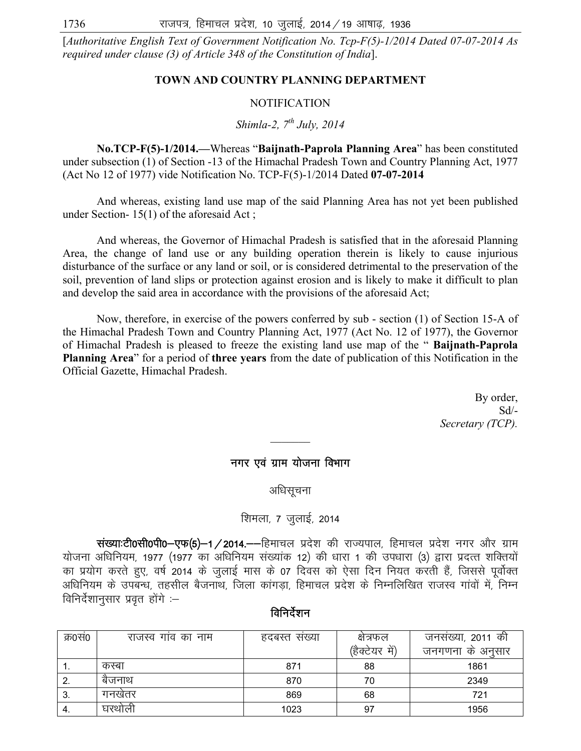[*Authoritative English Text of Government Notification No. Tcp-F(5)-1/2014 Dated 07-07-2014 As required under clause (3) of Article 348 of the Constitution of India*].

## TOWN AND COUNTRY PLANNING DEPARTMENT

NOTIFICATION

*Shimla-2, 7th July, 2014*

**No.TCP-F(5)-1/2014.—**Whereas "**Baijnath-Paprola Planning Area**" has been constituted under subsection (1) of Section -13 of the Himachal Pradesh Town and Country Planning Act, 1977 (Act No 12 of 1977) vide Notification No. TCP-F(5)-1/2014 Dated **07-07-2014**

And whereas, existing land use map of the said Planning Area has not yet been published under Section- 15(1) of the aforesaid Act ;

And whereas, the Governor of Himachal Pradesh is satisfied that in the aforesaid Planning Area, the change of land use or any building operation therein is likely to cause injurious disturbance of the surface or any land or soil, or is considered detrimental to the preservation of the soil, prevention of land slips or protection against erosion and is likely to make it difficult to plan and develop the said area in accordance with the provisions of the aforesaid Act;

Now, therefore, in exercise of the powers conferred by sub - section (1) of Section 15-A of the Himachal Pradesh Town and Country Planning Act, 1977 (Act No. 12 of 1977), the Governor of Himachal Pradesh is pleased to freeze the existing land use map of the " **Baijnath-Paprola Planning Area**" for a period of **three years** from the date of publication of this Notification in the Official Gazette, Himachal Pradesh.

By order,
Sd/-
*Secretary (TCP).*

---

## नगर एवं ग्राम योजना विभाग

अधिसूचना

शिमला, 7 जुलाई, 2014

**संख्याःटी0सी0पी0–एफ(5)–1/2014.**––हिमाचल प्रदेश की राज्यपाल, हिमाचल प्रदेश नगर और ग्राम योजना अधिनियम, 1977 (1977 का अधिनियम संख्यांक 12) की धारा 1 की उपधारा (3) द्वारा प्रदत्त शक्तियों का प्रयोग करते हुए, वर्ष 2014 के जुलाई मास के 07 दिवस को ऐसा दिन नियत करती हैं, जिससे पूर्वोक्त अधिनियम के उपबन्ध, तहसील बैजनाथ, जिला कांगड़ा, हिमाचल प्रदेश के निम्नलिखित राजस्व गांवों में, निम्न विनिर्देशानुसार प्रवृत होंगे :–

**विनिर्देशन**

| क्र0सं0 | राजस्व गांव का नाम | हदबस्त संख्या | क्षेत्रफल (हैक्टेयर में) | जनसंख्या, 2011 की जनगणना के अनुसार |
|---|---|---|---|---|
| 1. | कस्बा | 871 | 88 | 1861 |
| 2. | बैजनाथ | 870 | 70 | 2349 |
| 3. | गनखेतर | 869 | 68 | 721 |
| 4. | घरथोली | 1023 | 97 | 1956 |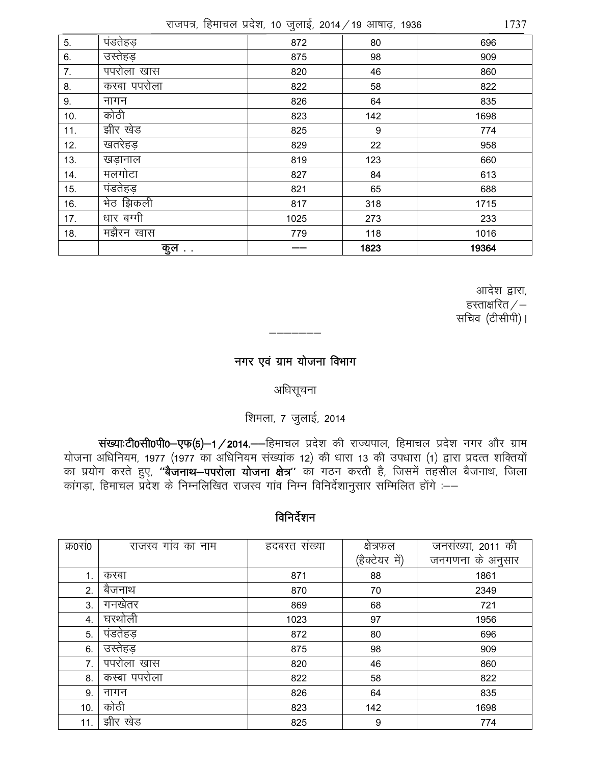| | | | | |
|---|---|---|---|---|
| 5. | पंडतेहड़ | 872 | 80 | 696 |
| 6. | उस्तेहड़ | 875 | 98 | 909 |
| 7. | पपरोला खास | 820 | 46 | 860 |
| 8. | कस्बा पपरोला | 822 | 58 | 822 |
| 9. | नागन | 826 | 64 | 835 |
| 10. | कोठी | 823 | 142 | 1698 |
| 11. | झीर खेड | 825 | 9 | 774 |
| 12. | खतरेहड़ | 829 | 22 | 958 |
| 13. | खड़ानाल | 819 | 123 | 660 |
| 14. | मलगोटा | 827 | 84 | 613 |
| 15. | पंडतेहड़ | 821 | 65 | 688 |
| 16. | भेठ झिकली | 817 | 318 | 1715 |
| 17. | धार बग्गी | 1025 | 273 | 233 |
| 18. | मझैरन खास | 779 | 118 | 1016 |
| | **कुल . .** | —— | **1823** | **19364** |

आदेश द्वारा,
हस्ताक्षरित/–
सचिव (टीसीपी)।

————————

## नगर एवं ग्राम योजना विभाग

अधिसूचना

शिमला, 7 जुलाई, 2014

**संख्याःटी0सी0पी0–एफ(5)–1/2014.**——हिमाचल प्रदेश की राज्यपाल, हिमाचल प्रदेश नगर और ग्राम योजना अधिनियम, 1977 (1977 का अधिनियम संख्यांक 12) की धारा 13 की उपधारा (1) द्वारा प्रदत्त शक्तियों का प्रयोग करते हुए, **"बैजनाथ–पपरोला योजना क्षेत्र"** का गठन करती है, जिसमें तहसील बैजनाथ, जिला कांगड़ा, हिमाचल प्रदेश के निम्नलिखित राजस्व गांव निम्न विनिर्देशानुसार सम्मिलित होंगे :——

### विनिर्देशन

| क्र0सं0 | राजस्व गांव का नाम | हदबस्त संख्या | क्षेत्रफल (हैक्टेयर में) | जनसंख्या, 2011 की जनगणना के अनुसार |
|---|---|---|---|---|
| 1. | कस्बा | 871 | 88 | 1861 |
| 2. | बैजनाथ | 870 | 70 | 2349 |
| 3. | गनखेतर | 869 | 68 | 721 |
| 4. | घरथोली | 1023 | 97 | 1956 |
| 5. | पंडतेहड़ | 872 | 80 | 696 |
| 6. | उस्तेहड़ | 875 | 98 | 909 |
| 7. | पपरोला खास | 820 | 46 | 860 |
| 8. | कस्बा पपरोला | 822 | 58 | 822 |
| 9. | नागन | 826 | 64 | 835 |
| 10. | कोठी | 823 | 142 | 1698 |
| 11. | झीर खेड | 825 | 9 | 774 |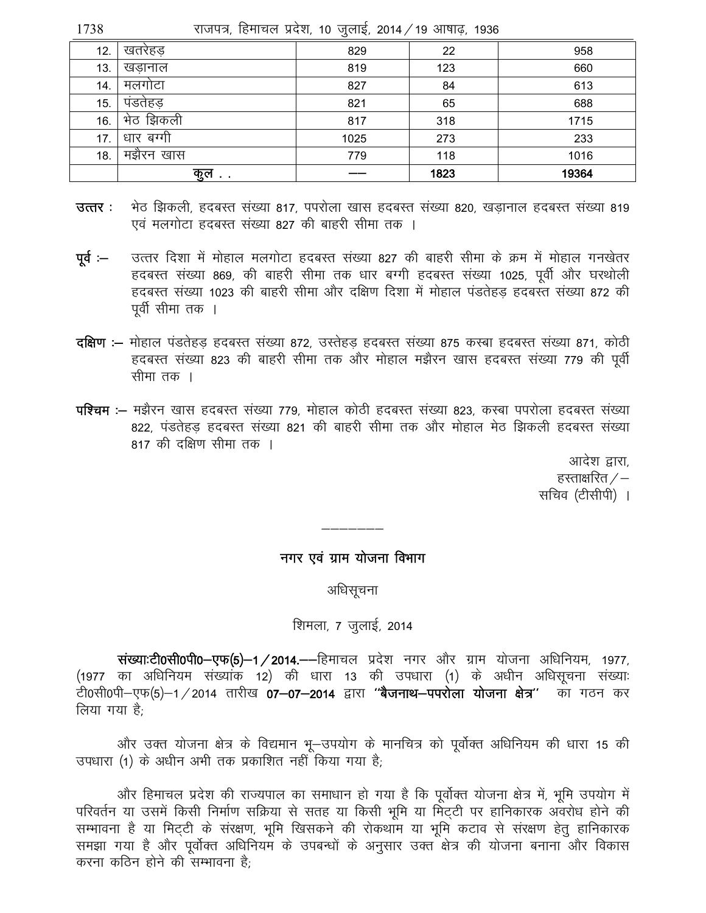| | | | | |
|---|---|---|---|---|
| 12. | खतरेहड़ | 829 | 22 | 958 |
| 13. | खड़ानाल | 819 | 123 | 660 |
| 14. | मलगोटा | 827 | 84 | 613 |
| 15. | पंडतेहड़ | 821 | 65 | 688 |
| 16. | भेठ झिकली | 817 | 318 | 1715 |
| 17. | धार बग्गी | 1025 | 273 | 233 |
| 18. | मझैरन खास | 779 | 118 | 1016 |
| | कुल . . | —— | 1823 | 19364 |

**उत्तर** : भेठ झिकली, हदबस्त संख्या 817, पपरोला खास हदबस्त संख्या 820, खड़ानाल हदबस्त संख्या 819 एवं मलगोटा हदबस्त संख्या 827 की बाहरी सीमा तक ।

**पूर्व** :— उत्तर दिशा में मोहाल मलगोटा हदबस्त संख्या 827 की बाहरी सीमा के क्रम में मोहाल गनखेतर हदबस्त संख्या 869, की बाहरी सीमा तक धार बग्गी हदबस्त संख्या 1025, पूर्वी और घरथोली हदबस्त संख्या 1023 की बाहरी सीमा और दक्षिण दिशा में मोहाल पंडतेहड़ हदबस्त संख्या 872 की पूर्वी सीमा तक ।

**दक्षिण** :— मोहाल पंडतेहड़ हदबस्त संख्या 872, उस्तेहड़ हदबस्त संख्या 875 कस्बा हदबस्त संख्या 871, कोठी हदबस्त संख्या 823 की बाहरी सीमा तक और मोहाल मझैरन खास हदबस्त संख्या 779 की पूर्वी सीमा तक ।

**पश्चिम** :— मझैरन खास हदबस्त संख्या 779, मोहाल कोठी हदबस्त संख्या 823, कस्बा पपरोला हदबस्त संख्या 822, पंडतेहड़ हदबस्त संख्या 821 की बाहरी सीमा तक और मोहाल भेठ झिकली हदबस्त संख्या 817 की दक्षिण सीमा तक ।

आदेश द्वारा,
हस्ताक्षरित / –
सचिव (टीसीपी) ।

————————

## नगर एवं ग्राम योजना विभाग

अधिसूचना

शिमला, 7 जुलाई, 2014

**संख्याःटी0सी0पी0–एफ(5)–1/2014.**——हिमाचल प्रदेश नगर और ग्राम योजना अधिनियम, 1977, (1977 का अधिनियम संख्यांक 12) की धारा 13 की उपधारा (1) के अधीन अधिसूचना संख्याः टी0सी0पी–एफ(5)–1/2014 तारीख **07–07–2014** द्वारा **"बैजनाथ–पपरोला योजना क्षेत्र"** का गठन कर लिया गया है;

और उक्त योजना क्षेत्र के विद्यमान भू–उपयोग के मानचित्र को पूर्वोक्त अधिनियम की धारा 15 की उपधारा (1) के अधीन अभी तक प्रकाशित नहीं किया गया है;

और हिमाचल प्रदेश की राज्यपाल का समाधान हो गया है कि पूर्वोक्त योजना क्षेत्र में, भूमि उपयोग में परिवर्तन या उसमें किसी निर्माण सक्रिया से सतह या किसी भूमि या मिट्टी पर हानिकारक अवरोध होने की सम्भावना है या मिट्टी के संरक्षण, भूमि खिसकने की रोकथाम या भूमि कटाव से संरक्षण हेतु हानिकारक समझा गया है और पूर्वोक्त अधिनियम के उपबन्धों के अनुसार उक्त क्षेत्र की योजना बनाना और विकास करना कठिन होने की सम्भावना है;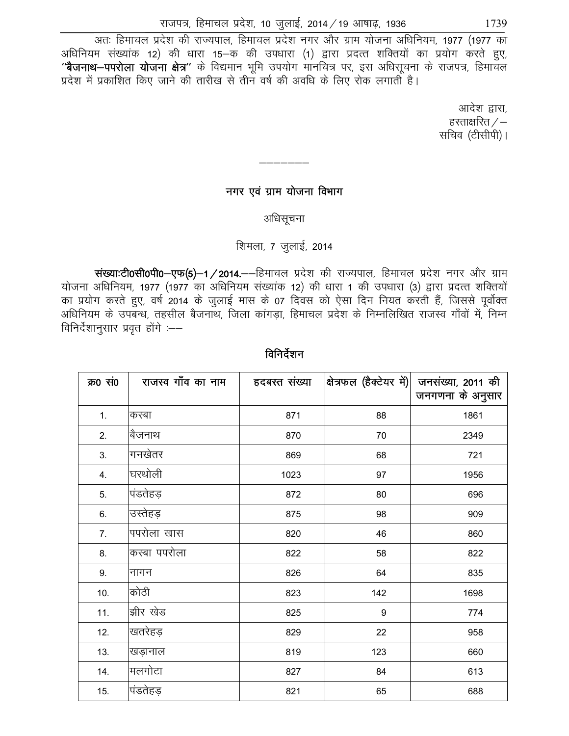अतः हिमाचल प्रदेश की राज्यपाल, हिमाचल प्रदेश नगर और ग्राम योजना अधिनियम, 1977 (1977 का अधिनियम संख्यांक 12) की धारा 15–क की उपधारा (1) द्वारा प्रदत्त शक्तियों का प्रयोग करते हुए, **"बैजनाथ–पपरोला योजना क्षेत्र"** के विद्यमान भूमि उपयोग मानचित्र पर, इस अधिसूचना के राजपत्र, हिमाचल प्रदेश में प्रकाशित किए जाने की तारीख से तीन वर्ष की अवधि के लिए रोक लगाती है।

आदेश द्वारा,
हस्ताक्षरित/–
सचिव (टीसीपी)।

---

## नगर एवं ग्राम योजना विभाग

### अधिसूचना

शिमला, 7 जुलाई, 2014

**संख्याःटी0सी0पी0–एफ(5)–1/2014.**––हिमाचल प्रदेश की राज्यपाल, हिमाचल प्रदेश नगर और ग्राम योजना अधिनियम, 1977 (1977 का अधिनियम संख्यांक 12) की धारा 1 की उपधारा (3) द्वारा प्रदत्त शक्तियों का प्रयोग करते हुए, वर्ष 2014 के जुलाई मास के 07 दिवस को ऐसा दिन नियत करती हैं, जिससे पूर्वोक्त अधिनियम के उपबन्ध, तहसील बैजनाथ, जिला कांगड़ा, हिमाचल प्रदेश के निम्नलिखित राजस्व गाँवों में, निम्न विनिर्देशानुसार प्रवृत होंगे :––

### विनिर्देशन

| क्र0 सं0 | राजस्व गाँव का नाम | हदबस्त संख्या | क्षेत्रफल (हैक्टेयर में) | जनसंख्या, 2011 की जनगणना के अनुसार |
|---|---|---|---|---|
| 1. | कस्बा | 871 | 88 | 1861 |
| 2. | बैजनाथ | 870 | 70 | 2349 |
| 3. | गनखेतर | 869 | 68 | 721 |
| 4. | घरथोली | 1023 | 97 | 1956 |
| 5. | पंडतेहड़ | 872 | 80 | 696 |
| 6. | उस्तेहड़ | 875 | 98 | 909 |
| 7. | पपरोला खास | 820 | 46 | 860 |
| 8. | कस्बा पपरोला | 822 | 58 | 822 |
| 9. | नागन | 826 | 64 | 835 |
| 10. | कोठी | 823 | 142 | 1698 |
| 11. | झीर खेड | 825 | 9 | 774 |
| 12. | खतरेहड़ | 829 | 22 | 958 |
| 13. | खड़ानाल | 819 | 123 | 660 |
| 14. | मलगोटा | 827 | 84 | 613 |
| 15. | पंडतेहड़ | 821 | 65 | 688 |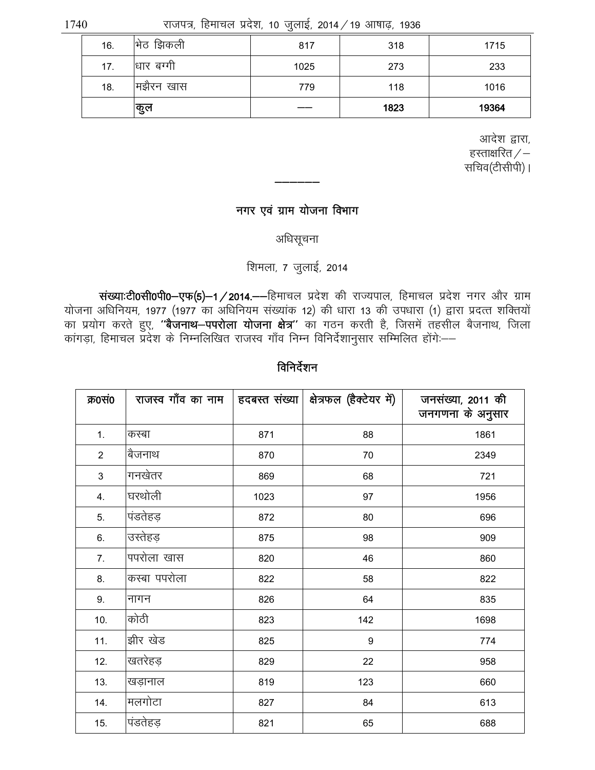| 16. | भेठ झिकली | 817 | 318 | 1715 |
|---|---|---|---|---|
| 17. | धार बग्गी | 1025 | 273 | 233 |
| 18. | मझैरन खास | 779 | 118 | 1016 |
| | कुल | —— | 1823 | 19364 |

आदेश द्वारा,
हस्ताक्षरित/—
सचिव(टीसीपी)।

———————

## नगर एवं ग्राम योजना विभाग

अधिसूचना

शिमला, 7 जुलाई, 2014

**संख्याःटी0सी0पी0—एफ(5)—1/2014.**——हिमाचल प्रदेश की राज्यपाल, हिमाचल प्रदेश नगर और ग्राम योजना अधिनियम, 1977 (1977 का अधिनियम संख्यांक 12) की धारा 13 की उपधारा (1) द्वारा प्रदत्त शक्तियों का प्रयोग करते हुए, **"बैजनाथ—पपरोला योजना क्षेत्र"** का गठन करती है, जिसमें तहसील बैजनाथ, जिला कांगड़ा, हिमाचल प्रदेश के निम्नलिखित राजस्व गाँव निम्न विनिर्देशानुसार सम्मिलित होंगेः——

### विनिर्देशन

| क्र0सं0 | राजस्व गाँव का नाम | हदबस्त संख्या | क्षेत्रफल (हैक्टेयर में) | जनसंख्या, 2011 की जनगणना के अनुसार |
|---|---|---|---|---|
| 1. | कस्बा | 871 | 88 | 1861 |
| 2 | बैजनाथ | 870 | 70 | 2349 |
| 3 | गनखेतर | 869 | 68 | 721 |
| 4. | घरथोली | 1023 | 97 | 1956 |
| 5. | पंडतेहड़ | 872 | 80 | 696 |
| 6. | उस्तेहड़ | 875 | 98 | 909 |
| 7. | पपरोला खास | 820 | 46 | 860 |
| 8. | कस्बा पपरोला | 822 | 58 | 822 |
| 9. | नागन | 826 | 64 | 835 |
| 10. | कोठी | 823 | 142 | 1698 |
| 11. | झीर खेड | 825 | 9 | 774 |
| 12. | खतरेहड़ | 829 | 22 | 958 |
| 13. | खड़ानाल | 819 | 123 | 660 |
| 14. | मलगोटा | 827 | 84 | 613 |
| 15. | पंडतेहड़ | 821 | 65 | 688 |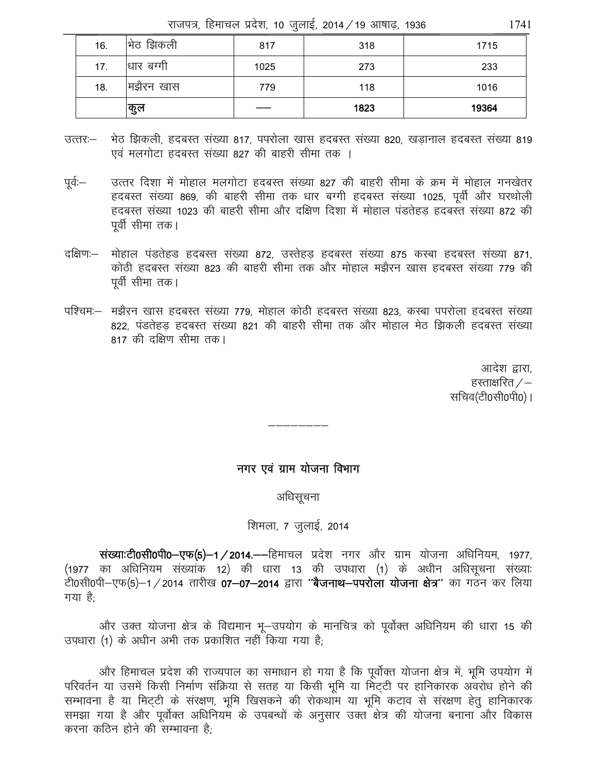| 16. | भेठ झिकली | 817 | 318 | 1715 |
|---|---|---|---|---|
| 17. | धार बग्गी | 1025 | 273 | 233 |
| 18. | मझैरन खास | 779 | 118 | 1016 |
| | कुल | —— | 1823 | 19364 |

उत्तरः— भेठ झिकली, हदबस्त संख्या 817, पपरोला खास हदबस्त संख्या 820, खड़ानाल हदबस्त संख्या 819 एवं मलगोटा हदबस्त संख्या 827 की बाहरी सीमा तक ।

पूर्वः— उत्तर दिशा में मोहाल मलगोटा हदबस्त संख्या 827 की बाहरी सीमा के क्रम में मोहाल गनखेतर हदबस्त संख्या 869, की बाहरी सीमा तक धार बग्गी हदबस्त संख्या 1025, पूर्वी और घरथोली हदबस्त संख्या 1023 की बाहरी सीमा और दक्षिण दिशा में मोहाल पंडतेहड़ हदबस्त संख्या 872 की पूर्वी सीमा तक।

दक्षिणः— मोहाल पंडतेहड हदबस्त संख्या 872, उस्तेहड़ हदबस्त संख्या 875 कस्बा हदबस्त संख्या 871, कोठी हदबस्त संख्या 823 की बाहरी सीमा तक और मोहाल मझैरन खास हदबस्त संख्या 779 की पूर्वी सीमा तक।

पश्चिमः— मझैरन खास हदबस्त संख्या 779, मोहाल कोठी हदबस्त संख्या 823, कस्बा पपरोला हदबस्त संख्या 822, पंडतेहड़ हदबस्त संख्या 821 की बाहरी सीमा तक और मोहाल मेठ झिकली हदबस्त संख्या 817 की दक्षिण सीमा तक।

आदेश द्वारा,
हस्ताक्षरित/—
सचिव(टी0सी0पी0)।

---

## नगर एवं ग्राम योजना विभाग

अधिसूचना

शिमला, 7 जुलाई, 2014

**संख्याःटी0सी0पी0—एफ(5)—1/2014.**——हिमाचल प्रदेश नगर और ग्राम योजना अधिनियम, 1977, (1977 का अधिनियम संख्यांक 12) की धारा 13 की उपधारा (1) के अधीन अधिसूचना संख्याः टी0सी0पी—एफ(5)—1/2014 तारीख **07—07—2014** द्वारा **"बैजनाथ—पपरोला योजना क्षेत्र"** का गठन कर लिया गया है;

और उक्त योजना क्षेत्र के विद्यमान भू—उपयोग के मानचित्र को पूर्वोक्त अधिनियम की धारा 15 की उपधारा (1) के अधीन अभी तक प्रकाशित नहीं किया गया है;

और हिमाचल प्रदेश की राज्यपाल का समाधान हो गया है कि पूर्वोक्त योजना क्षेत्र में, भूमि उपयोग में परिवर्तन या उसमें किसी निर्माण संक्रिया से सतह या किसी भूमि या मिट्टी पर हानिकारक अवरोध होने की सम्भावना है या मिट्टी के संरक्षण, भूमि खिसकने की रोकथाम या भूमि कटाव से संरक्षण हेतु हानिकारक समझा गया है और पूर्वोक्त अधिनियम के उपबन्धों के अनुसार उक्त क्षेत्र की योजना बनाना और विकास करना कठिन होने की सम्भावना है;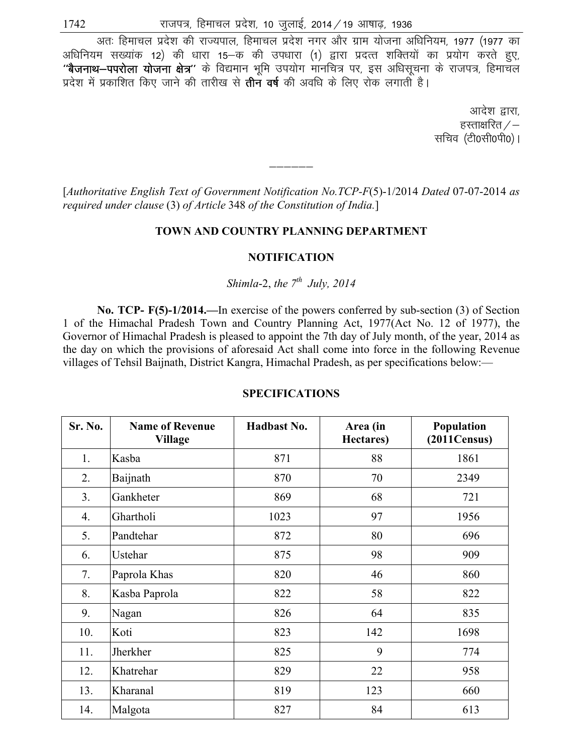अतः हिमाचल प्रदेश की राज्यपाल, हिमाचल प्रदेश नगर और ग्राम योजना अधिनियम, 1977 (1977 का अधिनियम सख्यांक 12) की धारा 15–क की उपधारा (1) द्वारा प्रदत्त शक्तियों का प्रयोग करते हुए, **''बैजनाथ–पपरोला योजना क्षेत्र''** के विद्यमान भूमि उपयोग मानचित्र पर, इस अधिसूचना के राजपत्र, हिमाचल प्रदेश में प्रकाशित किए जाने की तारीख से **तीन वर्ष** की अवधि के लिए रोक लगाती है।

आदेश द्वारा,
हस्ताक्षरित/–
सचिव (टी0सी0पी0)।

———

[*Authoritative English Text of Government Notification No.TCP-F*(5)-1/2014 *Dated* 07-07-2014 *as required under clause* (3) *of Article* 348 *of the Constitution of India.*]

**TOWN AND COUNTRY PLANNING DEPARTMENT**

**NOTIFICATION**

*Shimla*-2, *the 7th July, 2014*

**No. TCP- F(5)-1/2014.—**In exercise of the powers conferred by sub-section (3) of Section 1 of the Himachal Pradesh Town and Country Planning Act, 1977(Act No. 12 of 1977), the Governor of Himachal Pradesh is pleased to appoint the 7th day of July month, of the year, 2014 as the day on which the provisions of aforesaid Act shall come into force in the following Revenue villages of Tehsil Baijnath, District Kangra, Himachal Pradesh, as per specifications below:—

**SPECIFICATIONS**

| Sr. No. | Name of Revenue Village | Hadbast No. | Area (in Hectares) | Population (2011Census) |
|---|---|---|---|---|
| 1. | Kasba | 871 | 88 | 1861 |
| 2. | Baijnath | 870 | 70 | 2349 |
| 3. | Gankheter | 869 | 68 | 721 |
| 4. | Ghartholi | 1023 | 97 | 1956 |
| 5. | Pandtehar | 872 | 80 | 696 |
| 6. | Ustehar | 875 | 98 | 909 |
| 7. | Paprola Khas | 820 | 46 | 860 |
| 8. | Kasba Paprola | 822 | 58 | 822 |
| 9. | Nagan | 826 | 64 | 835 |
| 10. | Koti | 823 | 142 | 1698 |
| 11. | Jherkher | 825 | 9 | 774 |
| 12. | Khatrehar | 829 | 22 | 958 |
| 13. | Kharanal | 819 | 123 | 660 |
| 14. | Malgota | 827 | 84 | 613 |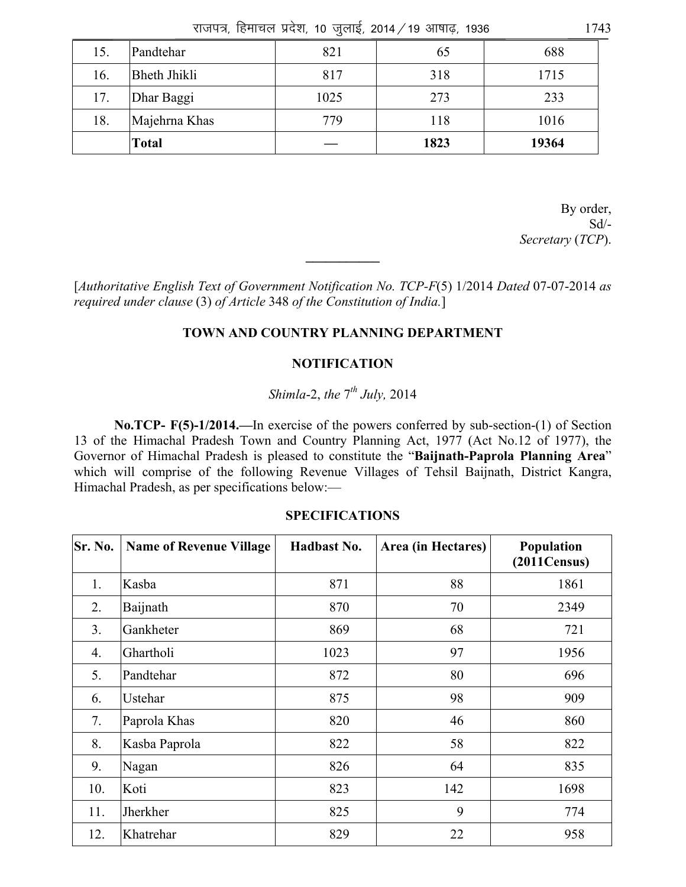| 15. | Pandtehar | 821 | 65 | 688 |
|---|---|---|---|---|
| 16. | Bheth Jhikli | 817 | 318 | 1715 |
| 17. | Dhar Baggi | 1025 | 273 | 233 |
| 18. | Majehrna Khas | 779 | 118 | 1016 |
| | **Total** | — | **1823** | **19364** |

By order,
Sd/-
*Secretary* (*TCP*).

---

[*Authoritative English Text of Government Notification No. TCP-F*(5) 1/2014 *Dated* 07-07-2014 *as required under clause* (3) *of Article* 348 *of the Constitution of India.*]

**TOWN AND COUNTRY PLANNING DEPARTMENT**

**NOTIFICATION**

*Shimla*-2, *the* 7th *July,* 2014

**No.TCP- F(5)-1/2014.—**In exercise of the powers conferred by sub-section-(1) of Section 13 of the Himachal Pradesh Town and Country Planning Act, 1977 (Act No.12 of 1977), the Governor of Himachal Pradesh is pleased to constitute the "**Baijnath-Paprola Planning Area**" which will comprise of the following Revenue Villages of Tehsil Baijnath, District Kangra, Himachal Pradesh, as per specifications below:—

**SPECIFICATIONS**

| Sr. No. | Name of Revenue Village | Hadbast No. | Area (in Hectares) | Population (2011Census) |
|---|---|---|---|---|
| 1. | Kasba | 871 | 88 | 1861 |
| 2. | Baijnath | 870 | 70 | 2349 |
| 3. | Gankheter | 869 | 68 | 721 |
| 4. | Ghartholi | 1023 | 97 | 1956 |
| 5. | Pandtehar | 872 | 80 | 696 |
| 6. | Ustehar | 875 | 98 | 909 |
| 7. | Paprola Khas | 820 | 46 | 860 |
| 8. | Kasba Paprola | 822 | 58 | 822 |
| 9. | Nagan | 826 | 64 | 835 |
| 10. | Koti | 823 | 142 | 1698 |
| 11. | Jherkher | 825 | 9 | 774 |
| 12. | Khatrehar | 829 | 22 | 958 |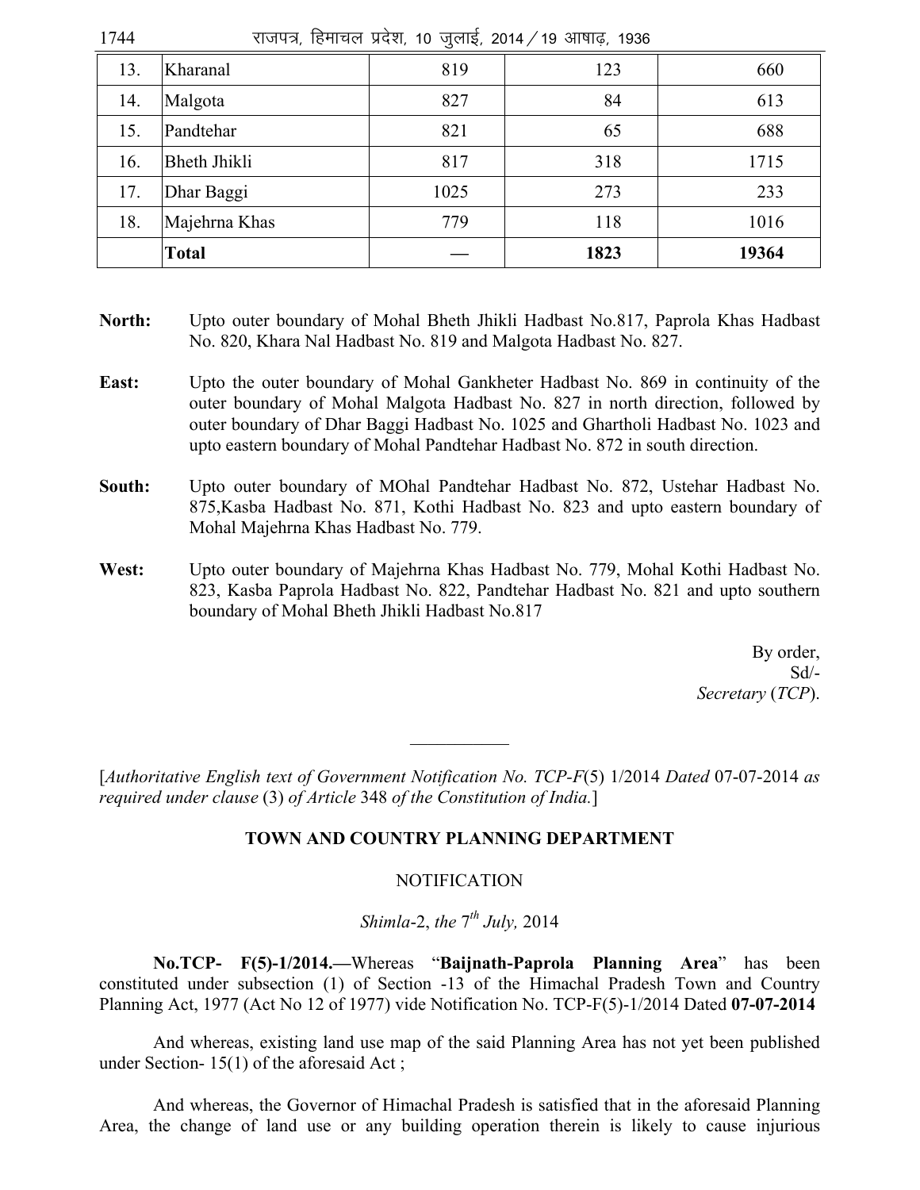| 13. | Kharanal | 819 | 123 | 660 |
|---|---|---|---|---|
| 14. | Malgota | 827 | 84 | 613 |
| 15. | Pandtehar | 821 | 65 | 688 |
| 16. | Bheth Jhikli | 817 | 318 | 1715 |
| 17. | Dhar Baggi | 1025 | 273 | 233 |
| 18. | Majehrna Khas | 779 | 118 | 1016 |
| | **Total** | — | **1823** | **19364** |

**North:** Upto outer boundary of Mohal Bheth Jhikli Hadbast No.817, Paprola Khas Hadbast No. 820, Khara Nal Hadbast No. 819 and Malgota Hadbast No. 827.

**East:** Upto the outer boundary of Mohal Gankheter Hadbast No. 869 in continuity of the outer boundary of Mohal Malgota Hadbast No. 827 in north direction, followed by outer boundary of Dhar Baggi Hadbast No. 1025 and Ghartholi Hadbast No. 1023 and upto eastern boundary of Mohal Pandtehar Hadbast No. 872 in south direction.

**South:** Upto outer boundary of MOhal Pandtehar Hadbast No. 872, Ustehar Hadbast No. 875,Kasba Hadbast No. 871, Kothi Hadbast No. 823 and upto eastern boundary of Mohal Majehrna Khas Hadbast No. 779.

**West:** Upto outer boundary of Majehrna Khas Hadbast No. 779, Mohal Kothi Hadbast No. 823, Kasba Paprola Hadbast No. 822, Pandtehar Hadbast No. 821 and upto southern boundary of Mohal Bheth Jhikli Hadbast No.817

By order,
Sd/-
*Secretary* (*TCP*).

---

[*Authoritative English text of Government Notification No. TCP-F*(5) 1/2014 *Dated* 07-07-2014 *as required under clause* (3) *of Article* 348 *of the Constitution of India.*]

## TOWN AND COUNTRY PLANNING DEPARTMENT

NOTIFICATION

*Shimla*-2, *the* 7th *July,* 2014

**No.TCP- F(5)-1/2014.—**Whereas "**Baijnath-Paprola Planning Area**" has been constituted under subsection (1) of Section -13 of the Himachal Pradesh Town and Country Planning Act, 1977 (Act No 12 of 1977) vide Notification No. TCP-F(5)-1/2014 Dated **07-07-2014**

And whereas, existing land use map of the said Planning Area has not yet been published under Section- 15(1) of the aforesaid Act ;

And whereas, the Governor of Himachal Pradesh is satisfied that in the aforesaid Planning Area, the change of land use or any building operation therein is likely to cause injurious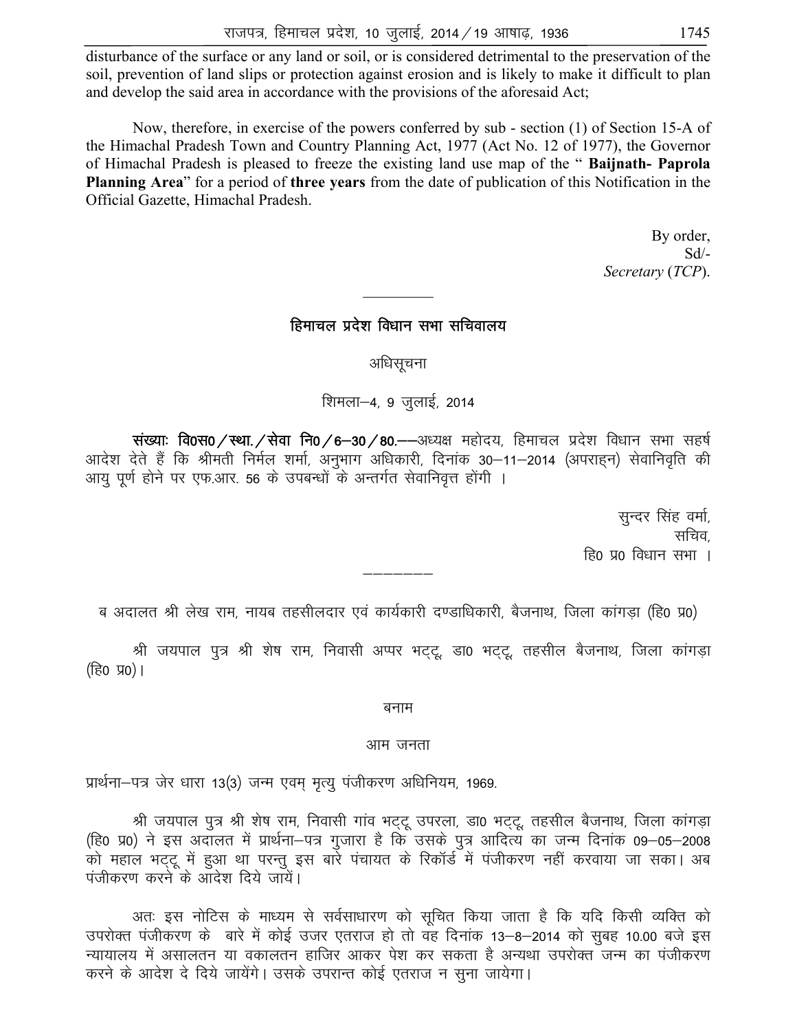disturbance of the surface or any land or soil, or is considered detrimental to the preservation of the soil, prevention of land slips or protection against erosion and is likely to make it difficult to plan and develop the said area in accordance with the provisions of the aforesaid Act;

Now, therefore, in exercise of the powers conferred by sub - section (1) of Section 15-A of the Himachal Pradesh Town and Country Planning Act, 1977 (Act No. 12 of 1977), the Governor of Himachal Pradesh is pleased to freeze the existing land use map of the " **Baijnath- Paprola Planning Area**" for a period of **three years** from the date of publication of this Notification in the Official Gazette, Himachal Pradesh.

By order,
Sd/-
*Secretary* (*TCP*).

---

## हिमाचल प्रदेश विधान सभा सचिवालय

अधिसूचना

शिमला–4, 9 जुलाई, 2014

**संख्याः वि0स0/स्था./सेवा नि0/6–30/80.**––अध्यक्ष महोदय, हिमाचल प्रदेश विधान सभा सहर्ष आदेश देते हैं कि श्रीमती निर्मल शर्मा, अनुभाग अधिकारी, दिनांक 30–11–2014 (अपराह्न) सेवानिवृति की आयु पूर्ण होने पर एफ.आर. 56 के उपबन्धों के अन्तर्गत सेवानिवृत्त होंगी ।

सुन्दर सिंह वर्मा,
सचिव,
हि0 प्र0 विधान सभा ।

---

ब अदालत श्री लेख राम, नायब तहसीलदार एवं कार्यकारी दण्डाधिकारी, बैजनाथ, जिला कांगड़ा (हि0 प्र0)

श्री जयपाल पुत्र श्री शेष राम, निवासी अप्पर भट्टू, डा0 भट्टू, तहसील बैजनाथ, जिला कांगड़ा (हि0 प्र0)।

बनाम

आम जनता

प्रार्थना–पत्र जेर धारा 13(3) जन्म एवम् मृत्यु पंजीकरण अधिनियम, 1969.

श्री जयपाल पुत्र श्री शेष राम, निवासी गांव भट्टू उपरला, डा0 भट्टू, तहसील बैजनाथ, जिला कांगड़ा (हि0 प्र0) ने इस अदालत में प्रार्थना–पत्र गुजारा है कि उसके पुत्र आदित्य का जन्म दिनांक 09–05–2008 को महाल भट्टू में हुआ था परन्तु इस बारे पंचायत के रिकॉर्ड में पंजीकरण नहीं करवाया जा सका। अब पंजीकरण करने के आदेश दिये जायें।

अतः इस नोटिस के माध्यम से सर्वसाधारण को सूचित किया जाता है कि यदि किसी व्यक्ति को उपरोक्त पंजीकरण के बारे में कोई उजर एतराज हो तो वह दिनांक 13–8–2014 को सुबह 10.00 बजे इस न्यायालय में असालतन या वकालतन हाजिर आकर पेश कर सकता है अन्यथा उपरोक्त जन्म का पंजीकरण करने के आदेश दे दिये जायेंगे। उसके उपरान्त कोई एतराज न सुना जायेगा।